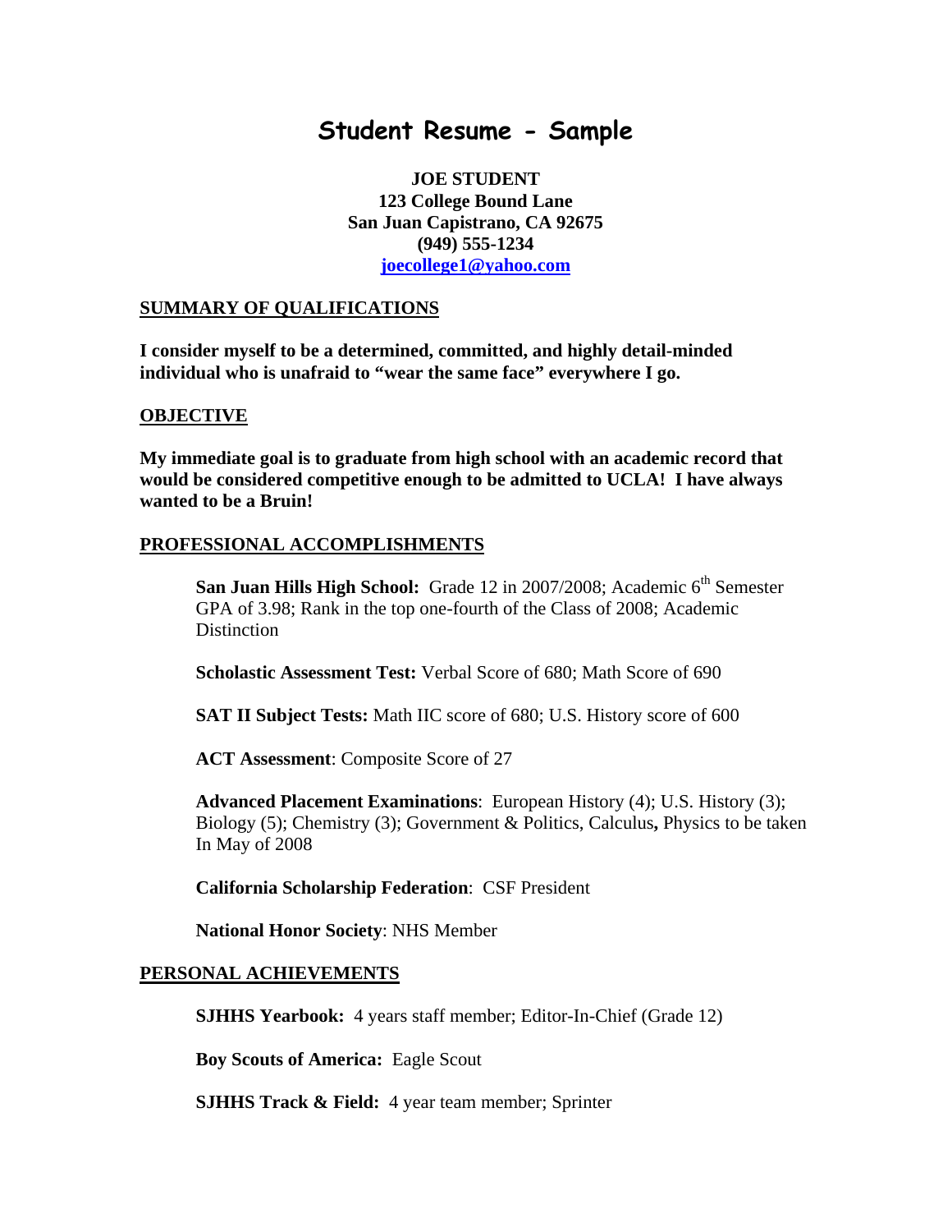# Student Resume - Sample

**JOE STUDENT**
**123 College Bound Lane**
**San Juan Capistrano, CA 92675**
**(949) 555-1234**
**joecollege1@yahoo.com**

## SUMMARY OF QUALIFICATIONS

**I consider myself to be a determined, committed, and highly detail-minded individual who is unafraid to "wear the same face" everywhere I go.**

## OBJECTIVE

**My immediate goal is to graduate from high school with an academic record that would be considered competitive enough to be admitted to UCLA! I have always wanted to be a Bruin!**

## PROFESSIONAL ACCOMPLISHMENTS

**San Juan Hills High School:** Grade 12 in 2007/2008; Academic 6th Semester GPA of 3.98; Rank in the top one-fourth of the Class of 2008; Academic Distinction

**Scholastic Assessment Test:** Verbal Score of 680; Math Score of 690

**SAT II Subject Tests:** Math IIC score of 680; U.S. History score of 600

**ACT Assessment**: Composite Score of 27

**Advanced Placement Examinations**: European History (4); U.S. History (3); Biology (5); Chemistry (3); Government & Politics, Calculus**,** Physics to be taken In May of 2008

**California Scholarship Federation**: CSF President

**National Honor Society**: NHS Member

## PERSONAL ACHIEVEMENTS

**SJHHS Yearbook:** 4 years staff member; Editor-In-Chief (Grade 12)

**Boy Scouts of America:** Eagle Scout

**SJHHS Track & Field:** 4 year team member; Sprinter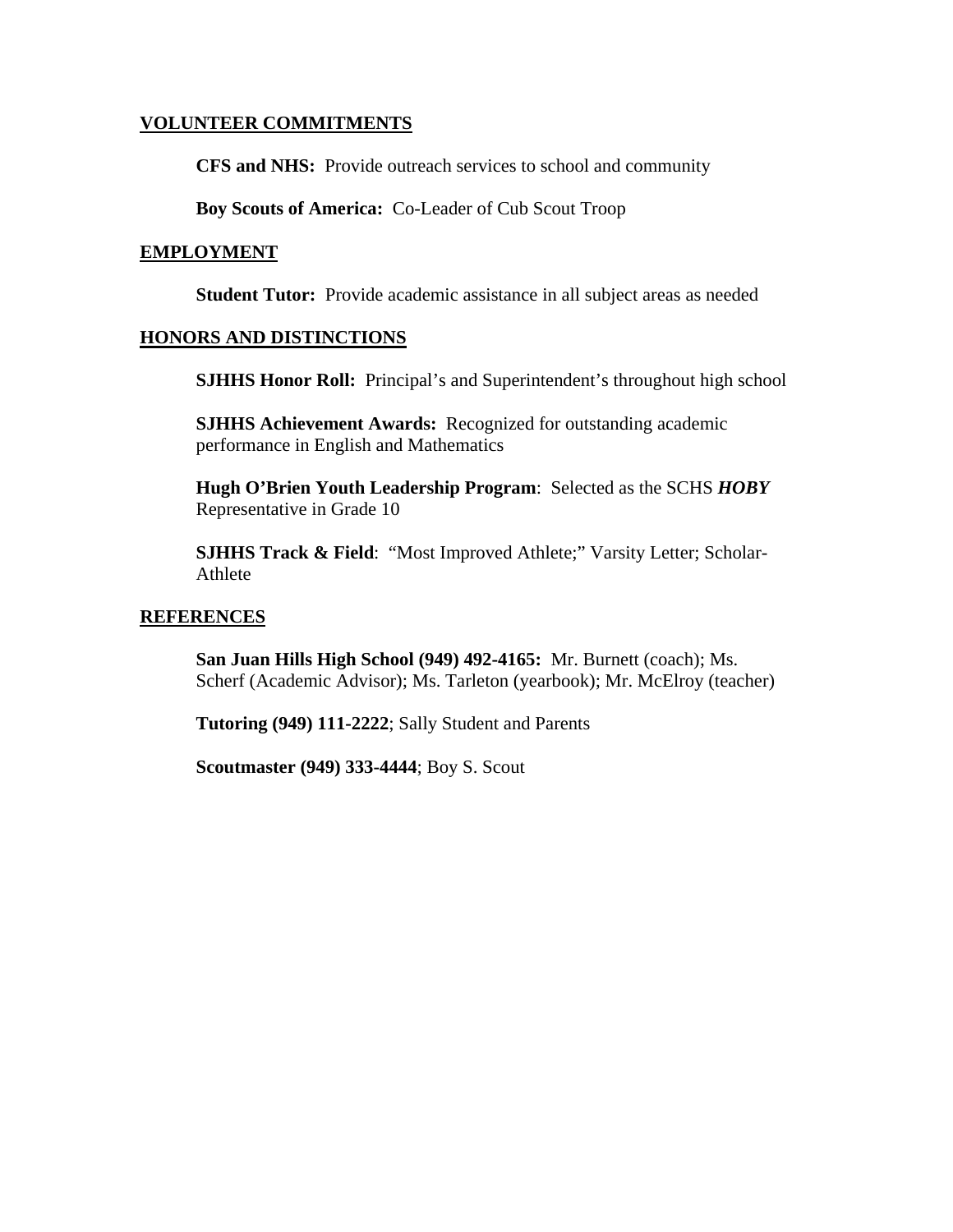## VOLUNTEER COMMITMENTS

**CFS and NHS:** Provide outreach services to school and community

**Boy Scouts of America:** Co-Leader of Cub Scout Troop

## EMPLOYMENT

**Student Tutor:** Provide academic assistance in all subject areas as needed

## HONORS AND DISTINCTIONS

**SJHHS Honor Roll:** Principal's and Superintendent's throughout high school

**SJHHS Achievement Awards:** Recognized for outstanding academic performance in English and Mathematics

**Hugh O'Brien Youth Leadership Program**: Selected as the SCHS ***HOBY*** Representative in Grade 10

**SJHHS Track & Field**: "Most Improved Athlete;" Varsity Letter; Scholar-Athlete

## REFERENCES

**San Juan Hills High School (949) 492-4165:** Mr. Burnett (coach); Ms. Scherf (Academic Advisor); Ms. Tarleton (yearbook); Mr. McElroy (teacher)

**Tutoring (949) 111-2222**; Sally Student and Parents

**Scoutmaster (949) 333-4444**; Boy S. Scout